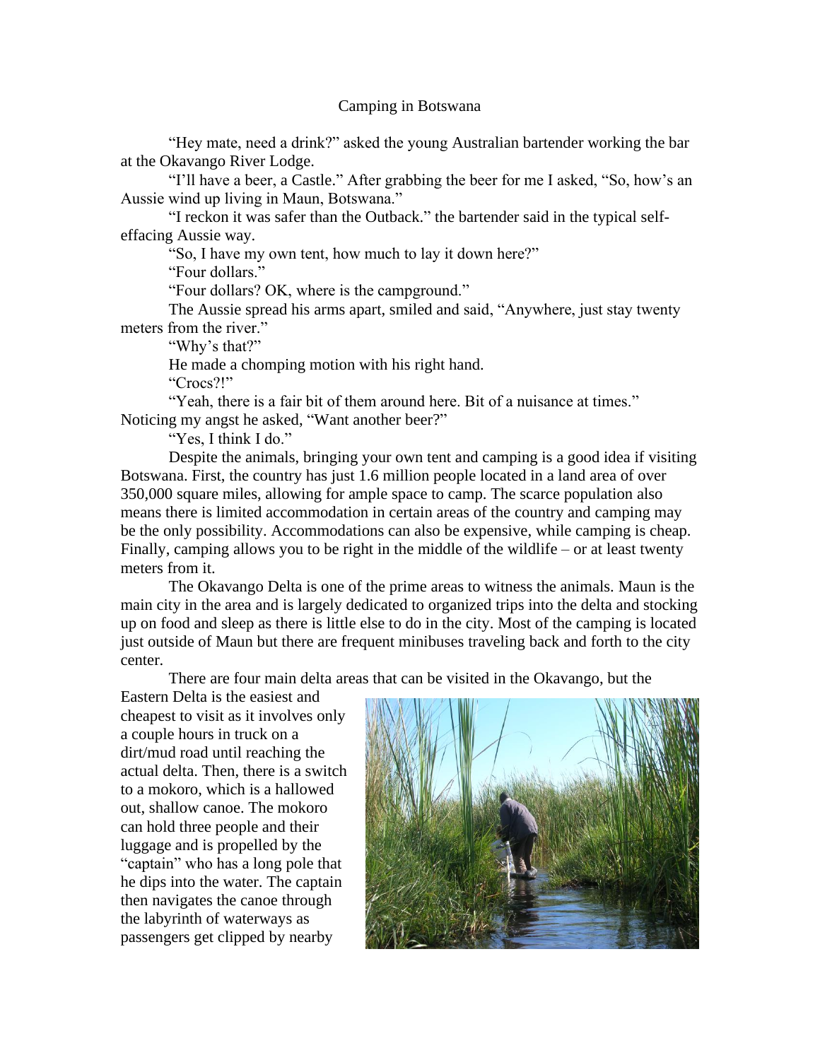# Camping in Botswana

"Hey mate, need a drink?" asked the young Australian bartender working the bar at the Okavango River Lodge.

"I'll have a beer, a Castle." After grabbing the beer for me I asked, "So, how's an Aussie wind up living in Maun, Botswana."

"I reckon it was safer than the Outback." the bartender said in the typical self-effacing Aussie way.

"So, I have my own tent, how much to lay it down here?"

"Four dollars."

"Four dollars? OK, where is the campground."

The Aussie spread his arms apart, smiled and said, "Anywhere, just stay twenty meters from the river."

"Why's that?"

He made a chomping motion with his right hand.

"Crocs?!"

"Yeah, there is a fair bit of them around here. Bit of a nuisance at times." Noticing my angst he asked, "Want another beer?"

"Yes, I think I do."

Despite the animals, bringing your own tent and camping is a good idea if visiting Botswana. First, the country has just 1.6 million people located in a land area of over 350,000 square miles, allowing for ample space to camp. The scarce population also means there is limited accommodation in certain areas of the country and camping may be the only possibility. Accommodations can also be expensive, while camping is cheap. Finally, camping allows you to be right in the middle of the wildlife – or at least twenty meters from it.

The Okavango Delta is one of the prime areas to witness the animals. Maun is the main city in the area and is largely dedicated to organized trips into the delta and stocking up on food and sleep as there is little else to do in the city. Most of the camping is located just outside of Maun but there are frequent minibuses traveling back and forth to the city center.

There are four main delta areas that can be visited in the Okavango, but the Eastern Delta is the easiest and cheapest to visit as it involves only a couple hours in truck on a dirt/mud road until reaching the actual delta. Then, there is a switch to a mokoro, which is a hallowed out, shallow canoe. The mokoro can hold three people and their luggage and is propelled by the "captain" who has a long pole that he dips into the water. The captain then navigates the canoe through the labyrinth of waterways as passengers get clipped by nearby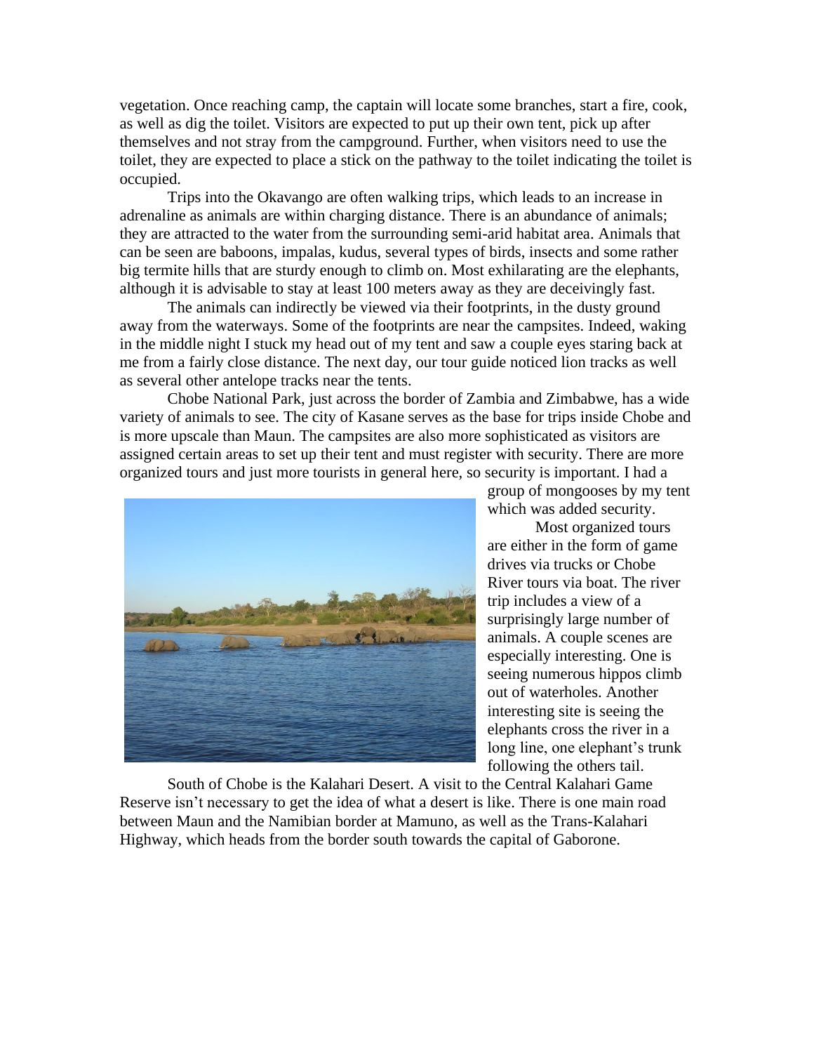vegetation. Once reaching camp, the captain will locate some branches, start a fire, cook, as well as dig the toilet. Visitors are expected to put up their own tent, pick up after themselves and not stray from the campground. Further, when visitors need to use the toilet, they are expected to place a stick on the pathway to the toilet indicating the toilet is occupied.

Trips into the Okavango are often walking trips, which leads to an increase in adrenaline as animals are within charging distance. There is an abundance of animals; they are attracted to the water from the surrounding semi-arid habitat area. Animals that can be seen are baboons, impalas, kudus, several types of birds, insects and some rather big termite hills that are sturdy enough to climb on. Most exhilarating are the elephants, although it is advisable to stay at least 100 meters away as they are deceivingly fast.

The animals can indirectly be viewed via their footprints, in the dusty ground away from the waterways. Some of the footprints are near the campsites. Indeed, waking in the middle night I stuck my head out of my tent and saw a couple eyes staring back at me from a fairly close distance. The next day, our tour guide noticed lion tracks as well as several other antelope tracks near the tents.

Chobe National Park, just across the border of Zambia and Zimbabwe, has a wide variety of animals to see. The city of Kasane serves as the base for trips inside Chobe and is more upscale than Maun. The campsites are also more sophisticated as visitors are assigned certain areas to set up their tent and must register with security. There are more organized tours and just more tourists in general here, so security is important. I had a group of mongooses by my tent which was added security.

Most organized tours are either in the form of game drives via trucks or Chobe River tours via boat. The river trip includes a view of a surprisingly large number of animals. A couple scenes are especially interesting. One is seeing numerous hippos climb out of waterholes. Another interesting site is seeing the elephants cross the river in a long line, one elephant's trunk following the others tail.

South of Chobe is the Kalahari Desert. A visit to the Central Kalahari Game Reserve isn't necessary to get the idea of what a desert is like. There is one main road between Maun and the Namibian border at Mamuno, as well as the Trans-Kalahari Highway, which heads from the border south towards the capital of Gaborone.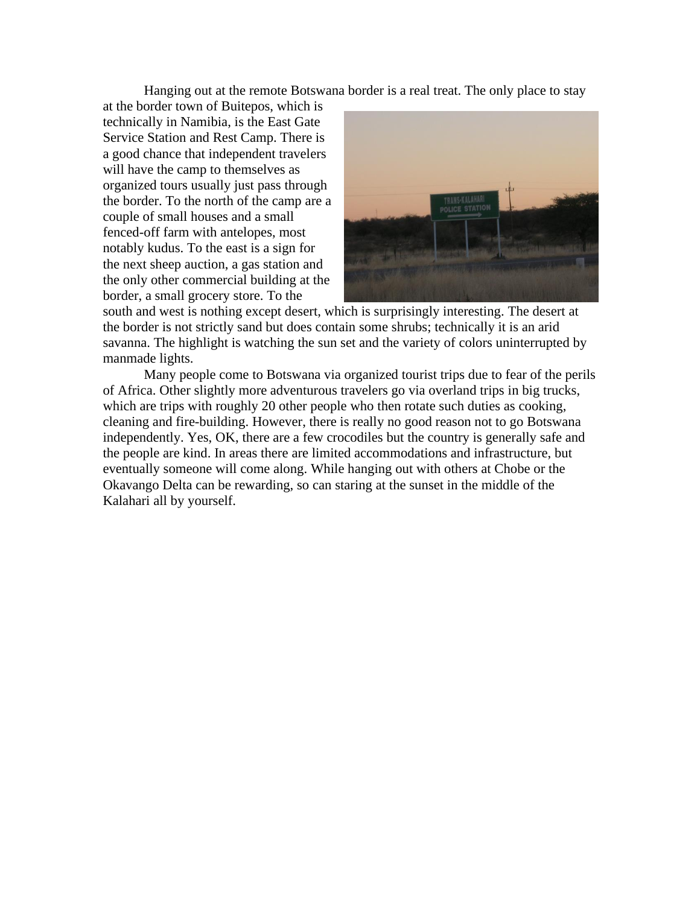Hanging out at the remote Botswana border is a real treat. The only place to stay at the border town of Buitepos, which is technically in Namibia, is the East Gate Service Station and Rest Camp. There is a good chance that independent travelers will have the camp to themselves as organized tours usually just pass through the border. To the north of the camp are a couple of small houses and a small fenced-off farm with antelopes, most notably kudus. To the east is a sign for the next sheep auction, a gas station and the only other commercial building at the border, a small grocery store. To the south and west is nothing except desert, which is surprisingly interesting. The desert at the border is not strictly sand but does contain some shrubs; technically it is an arid savanna. The highlight is watching the sun set and the variety of colors uninterrupted by manmade lights.

Many people come to Botswana via organized tourist trips due to fear of the perils of Africa. Other slightly more adventurous travelers go via overland trips in big trucks, which are trips with roughly 20 other people who then rotate such duties as cooking, cleaning and fire-building. However, there is really no good reason not to go Botswana independently. Yes, OK, there are a few crocodiles but the country is generally safe and the people are kind. In areas there are limited accommodations and infrastructure, but eventually someone will come along. While hanging out with others at Chobe or the Okavango Delta can be rewarding, so can staring at the sunset in the middle of the Kalahari all by yourself.